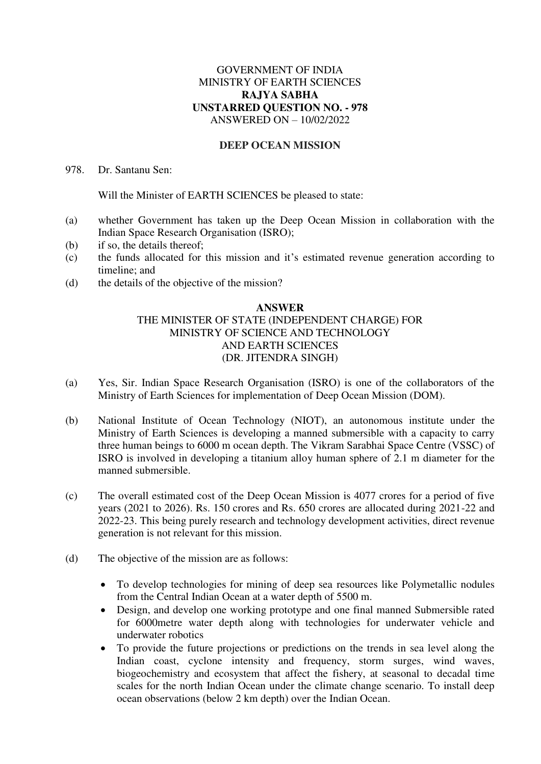GOVERNMENT OF INDIA
MINISTRY OF EARTH SCIENCES
**RAJYA SABHA**
**UNSTARRED QUESTION NO. - 978**
ANSWERED ON – 10/02/2022

## DEEP OCEAN MISSION

978. Dr. Santanu Sen:

Will the Minister of EARTH SCIENCES be pleased to state:

(a) whether Government has taken up the Deep Ocean Mission in collaboration with the Indian Space Research Organisation (ISRO);
(b) if so, the details thereof;
(c) the funds allocated for this mission and it's estimated revenue generation according to timeline; and
(d) the details of the objective of the mission?

**ANSWER**
THE MINISTER OF STATE (INDEPENDENT CHARGE) FOR
MINISTRY OF SCIENCE AND TECHNOLOGY
AND EARTH SCIENCES
(DR. JITENDRA SINGH)

(a) Yes, Sir. Indian Space Research Organisation (ISRO) is one of the collaborators of the Ministry of Earth Sciences for implementation of Deep Ocean Mission (DOM).

(b) National Institute of Ocean Technology (NIOT), an autonomous institute under the Ministry of Earth Sciences is developing a manned submersible with a capacity to carry three human beings to 6000 m ocean depth. The Vikram Sarabhai Space Centre (VSSC) of ISRO is involved in developing a titanium alloy human sphere of 2.1 m diameter for the manned submersible.

(c) The overall estimated cost of the Deep Ocean Mission is 4077 crores for a period of five years (2021 to 2026). Rs. 150 crores and Rs. 650 crores are allocated during 2021-22 and 2022-23. This being purely research and technology development activities, direct revenue generation is not relevant for this mission.

(d) The objective of the mission are as follows:

- To develop technologies for mining of deep sea resources like Polymetallic nodules from the Central Indian Ocean at a water depth of 5500 m.
- Design, and develop one working prototype and one final manned Submersible rated for 6000metre water depth along with technologies for underwater vehicle and underwater robotics
- To provide the future projections or predictions on the trends in sea level along the Indian coast, cyclone intensity and frequency, storm surges, wind waves, biogeochemistry and ecosystem that affect the fishery, at seasonal to decadal time scales for the north Indian Ocean under the climate change scenario. To install deep ocean observations (below 2 km depth) over the Indian Ocean.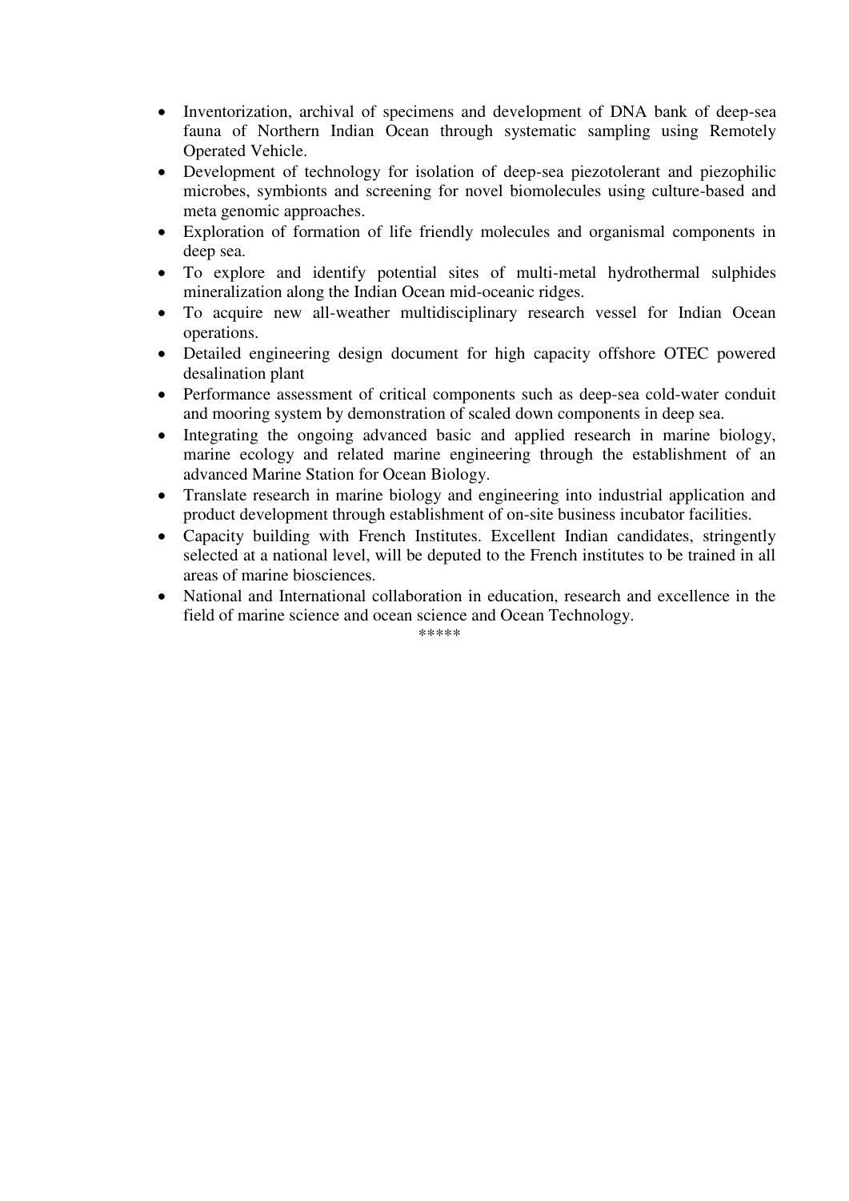- Inventorization, archival of specimens and development of DNA bank of deep-sea fauna of Northern Indian Ocean through systematic sampling using Remotely Operated Vehicle.
- Development of technology for isolation of deep-sea piezotolerant and piezophilic microbes, symbionts and screening for novel biomolecules using culture-based and meta genomic approaches.
- Exploration of formation of life friendly molecules and organismal components in deep sea.
- To explore and identify potential sites of multi-metal hydrothermal sulphides mineralization along the Indian Ocean mid-oceanic ridges.
- To acquire new all-weather multidisciplinary research vessel for Indian Ocean operations.
- Detailed engineering design document for high capacity offshore OTEC powered desalination plant
- Performance assessment of critical components such as deep-sea cold-water conduit and mooring system by demonstration of scaled down components in deep sea.
- Integrating the ongoing advanced basic and applied research in marine biology, marine ecology and related marine engineering through the establishment of an advanced Marine Station for Ocean Biology.
- Translate research in marine biology and engineering into industrial application and product development through establishment of on-site business incubator facilities.
- Capacity building with French Institutes. Excellent Indian candidates, stringently selected at a national level, will be deputed to the French institutes to be trained in all areas of marine biosciences.
- National and International collaboration in education, research and excellence in the field of marine science and ocean science and Ocean Technology.

*****